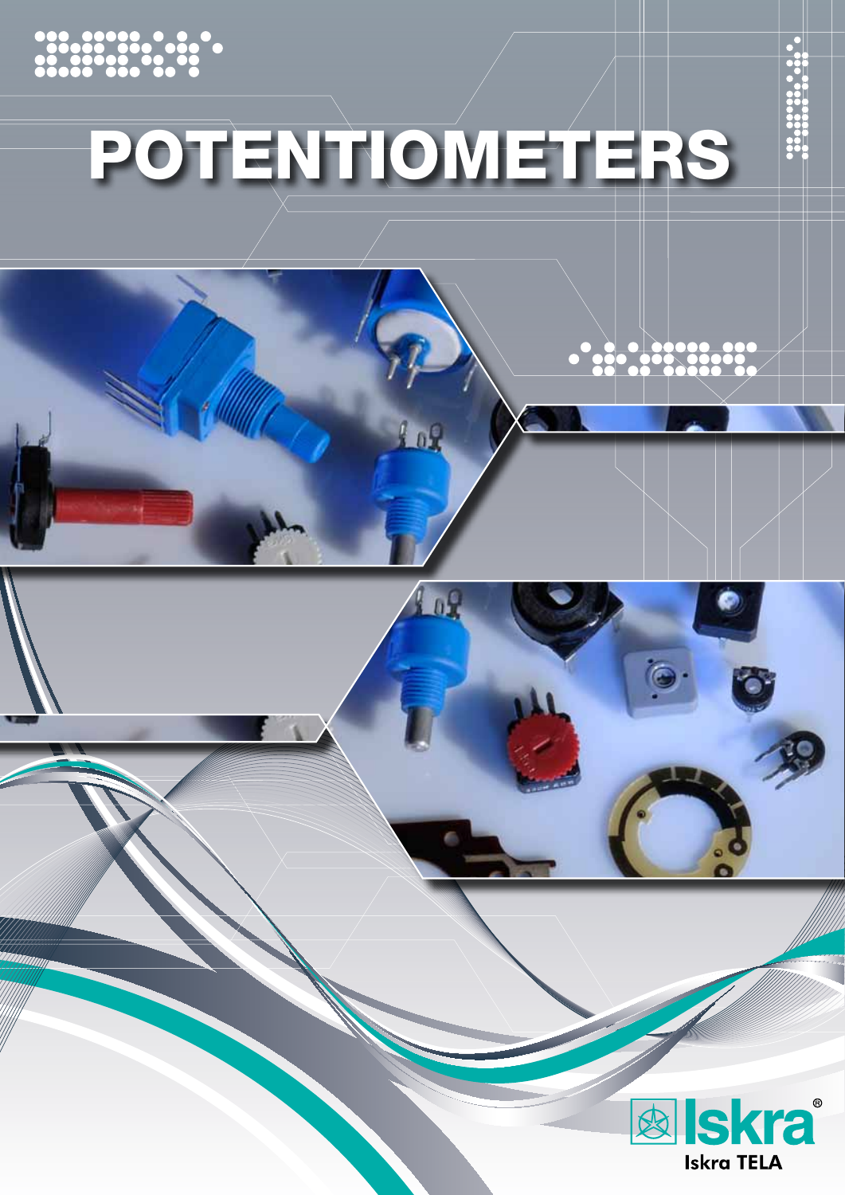# POTENTIOMETERS

Iskra®

Iskra TELA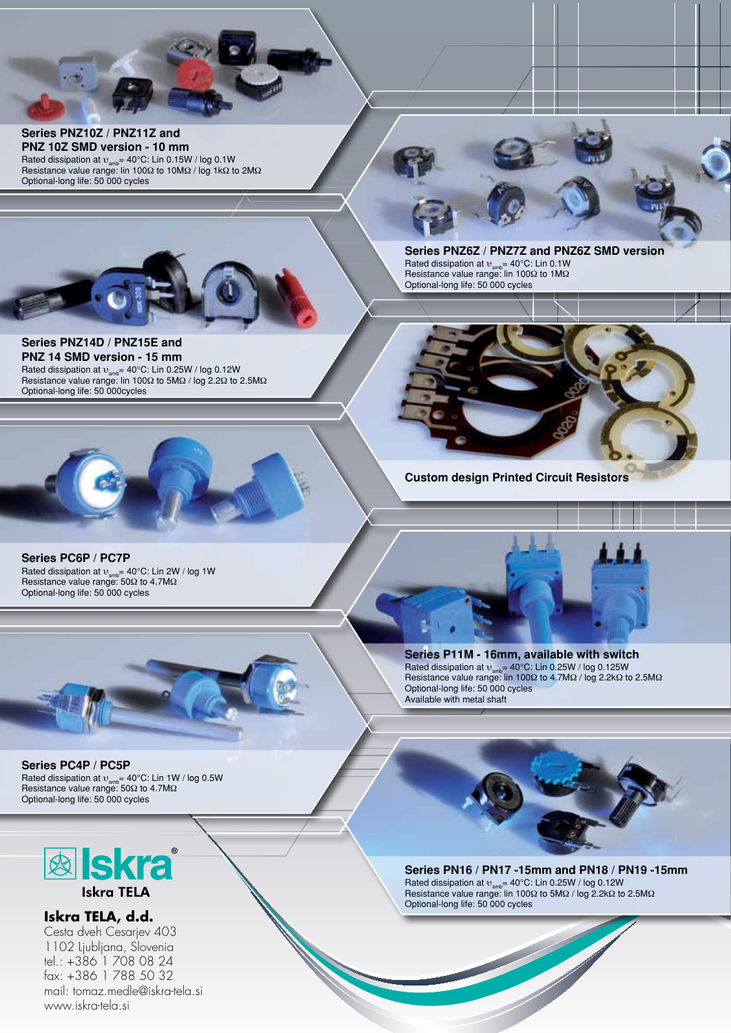### Series PNZ10Z / PNZ11Z and PNZ 10Z SMD version - 10 mm

Rated dissipation at $\upsilon_{amb}$= 40°C: Lin 0.15W / log 0.1W
Resistance value range: lin 100Ω to 10MΩ / log 1kΩ to 2MΩ
Optional-long life: 50 000 cycles

### Series PNZ6Z / PNZ7Z and PNZ6Z SMD version

Rated dissipation at $\upsilon_{amb}$= 40°C: Lin 0.1W
Resistance value range: lin 100Ω to 1MΩ
Optional-long life: 50 000 cycles

### Series PNZ14D / PNZ15E and PNZ 14 SMD version - 15 mm

Rated dissipation at $\upsilon_{amb}$= 40°C: Lin 0.25W / log 0.12W
Resistance value range: lin 100Ω to 5MΩ / log 2.2Ω to 2.5MΩ
Optional-long life: 50 000cycles

### Custom design Printed Circuit Resistors

### Series PC6P / PC7P

Rated dissipation at $\upsilon_{amb}$= 40°C: Lin 2W / log 1W
Resistance value range: 50Ω to 4.7MΩ
Optional-long life: 50 000 cycles

### Series P11M - 16mm, available with switch

Rated dissipation at $\upsilon_{amb}$= 40°C: Lin 0.25W / log 0.125W
Resistance value range: lin 100Ω to 4.7MΩ / log 2.2kΩ to 2.5MΩ
Optional-long life: 50 000 cycles
Available with metal shaft

### Series PC4P / PC5P

Rated dissipation at $\upsilon_{amb}$= 40°C: Lin 1W / log 0.5W
Resistance value range: 50Ω to 4.7MΩ
Optional-long life: 50 000 cycles

### Series PN16 / PN17 -15mm and PN18 / PN19 -15mm

Rated dissipation at $\upsilon_{amb}$= 40°C: Lin 0.25W / log 0.12W
Resistance value range: lin 100Ω to 5MΩ / log 2.2kΩ to 2.5MΩ
Optional-long life: 50 000 cycles

Iskra®
Iskra TELA

**Iskra TELA, d.d.**
Cesta dveh Cesarjev 403
1102 Ljubljana, Slovenia
tel.: +386 1 708 08 24
fax: +386 1 788 50 32
mail: tomaz.medle@iskra-tela.si
www.iskra-tela.si